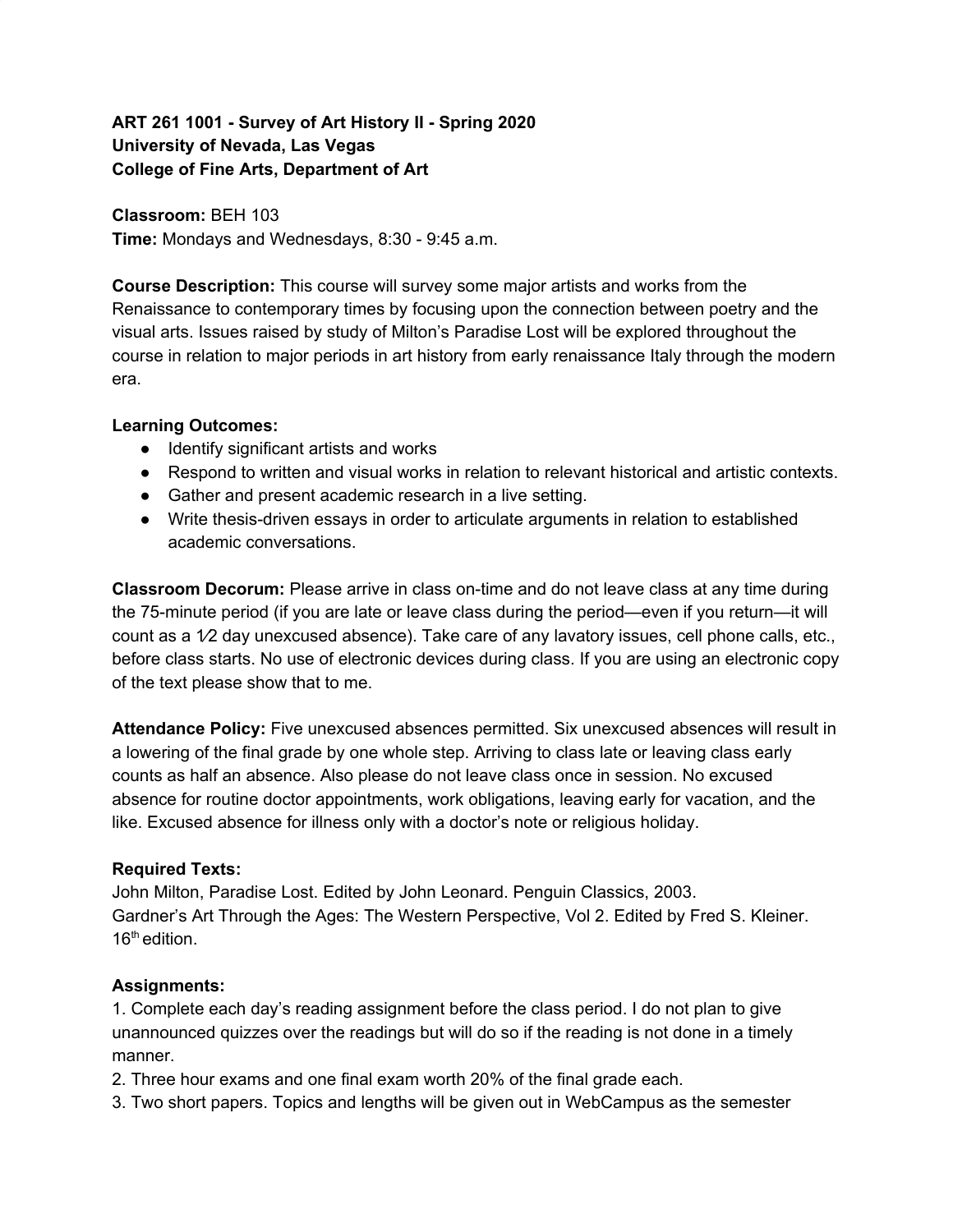**ART 261 1001 - Survey of Art History II - Spring 2020**
**University of Nevada, Las Vegas**
**College of Fine Arts, Department of Art**

**Classroom:** BEH 103
**Time:** Mondays and Wednesdays, 8:30 - 9:45 a.m.

**Course Description:** This course will survey some major artists and works from the Renaissance to contemporary times by focusing upon the connection between poetry and the visual arts. Issues raised by study of Milton's Paradise Lost will be explored throughout the course in relation to major periods in art history from early renaissance Italy through the modern era.

**Learning Outcomes:**

- Identify significant artists and works
- Respond to written and visual works in relation to relevant historical and artistic contexts.
- Gather and present academic research in a live setting.
- Write thesis-driven essays in order to articulate arguments in relation to established academic conversations.

**Classroom Decorum:** Please arrive in class on-time and do not leave class at any time during the 75-minute period (if you are late or leave class during the period—even if you return—it will count as a ½ day unexcused absence). Take care of any lavatory issues, cell phone calls, etc., before class starts. No use of electronic devices during class. If you are using an electronic copy of the text please show that to me.

**Attendance Policy:** Five unexcused absences permitted. Six unexcused absences will result in a lowering of the final grade by one whole step. Arriving to class late or leaving class early counts as half an absence. Also please do not leave class once in session. No excused absence for routine doctor appointments, work obligations, leaving early for vacation, and the like. Excused absence for illness only with a doctor's note or religious holiday.

**Required Texts:**
John Milton, Paradise Lost. Edited by John Leonard. Penguin Classics, 2003.
Gardner's Art Through the Ages: The Western Perspective, Vol 2. Edited by Fred S. Kleiner. 16th edition.

**Assignments:**
1. Complete each day's reading assignment before the class period. I do not plan to give unannounced quizzes over the readings but will do so if the reading is not done in a timely manner.
2. Three hour exams and one final exam worth 20% of the final grade each.
3. Two short papers. Topics and lengths will be given out in WebCampus as the semester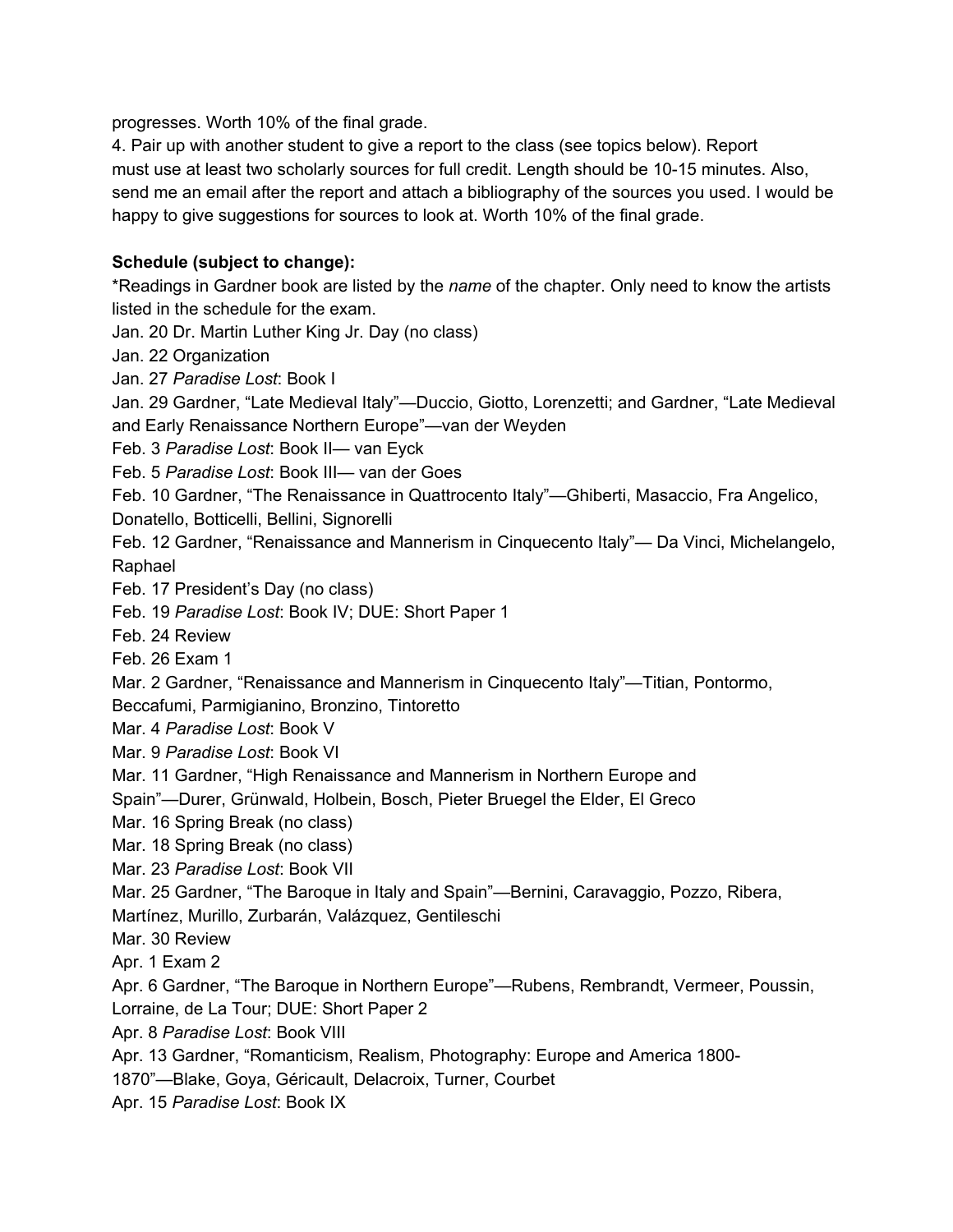progresses. Worth 10% of the final grade.

4. Pair up with another student to give a report to the class (see topics below). Report must use at least two scholarly sources for full credit. Length should be 10-15 minutes. Also, send me an email after the report and attach a bibliography of the sources you used. I would be happy to give suggestions for sources to look at. Worth 10% of the final grade.

**Schedule (subject to change):**

*Readings in Gardner book are listed by the *name* of the chapter. Only need to know the artists listed in the schedule for the exam.

Jan. 20 Dr. Martin Luther King Jr. Day (no class)
Jan. 22 Organization
Jan. 27 *Paradise Lost*: Book I
Jan. 29 Gardner, "Late Medieval Italy"—Duccio, Giotto, Lorenzetti; and Gardner, "Late Medieval and Early Renaissance Northern Europe"—van der Weyden
Feb. 3 *Paradise Lost*: Book II— van Eyck
Feb. 5 *Paradise Lost*: Book III— van der Goes
Feb. 10 Gardner, "The Renaissance in Quattrocento Italy"—Ghiberti, Masaccio, Fra Angelico, Donatello, Botticelli, Bellini, Signorelli
Feb. 12 Gardner, "Renaissance and Mannerism in Cinquecento Italy"— Da Vinci, Michelangelo, Raphael
Feb. 17 President's Day (no class)
Feb. 19 *Paradise Lost*: Book IV; DUE: Short Paper 1
Feb. 24 Review
Feb. 26 Exam 1
Mar. 2 Gardner, "Renaissance and Mannerism in Cinquecento Italy"—Titian, Pontormo, Beccafumi, Parmigianino, Bronzino, Tintoretto
Mar. 4 *Paradise Lost*: Book V
Mar. 9 *Paradise Lost*: Book VI
Mar. 11 Gardner, "High Renaissance and Mannerism in Northern Europe and Spain"—Durer, Grünwald, Holbein, Bosch, Pieter Bruegel the Elder, El Greco
Mar. 16 Spring Break (no class)
Mar. 18 Spring Break (no class)
Mar. 23 *Paradise Lost*: Book VII
Mar. 25 Gardner, "The Baroque in Italy and Spain"—Bernini, Caravaggio, Pozzo, Ribera, Martínez, Murillo, Zurbarán, Valázquez, Gentileschi
Mar. 30 Review
Apr. 1 Exam 2
Apr. 6 Gardner, "The Baroque in Northern Europe"—Rubens, Rembrandt, Vermeer, Poussin, Lorraine, de La Tour; DUE: Short Paper 2
Apr. 8 *Paradise Lost*: Book VIII
Apr. 13 Gardner, "Romanticism, Realism, Photography: Europe and America 1800-1870"—Blake, Goya, Géricault, Delacroix, Turner, Courbet
Apr. 15 *Paradise Lost*: Book IX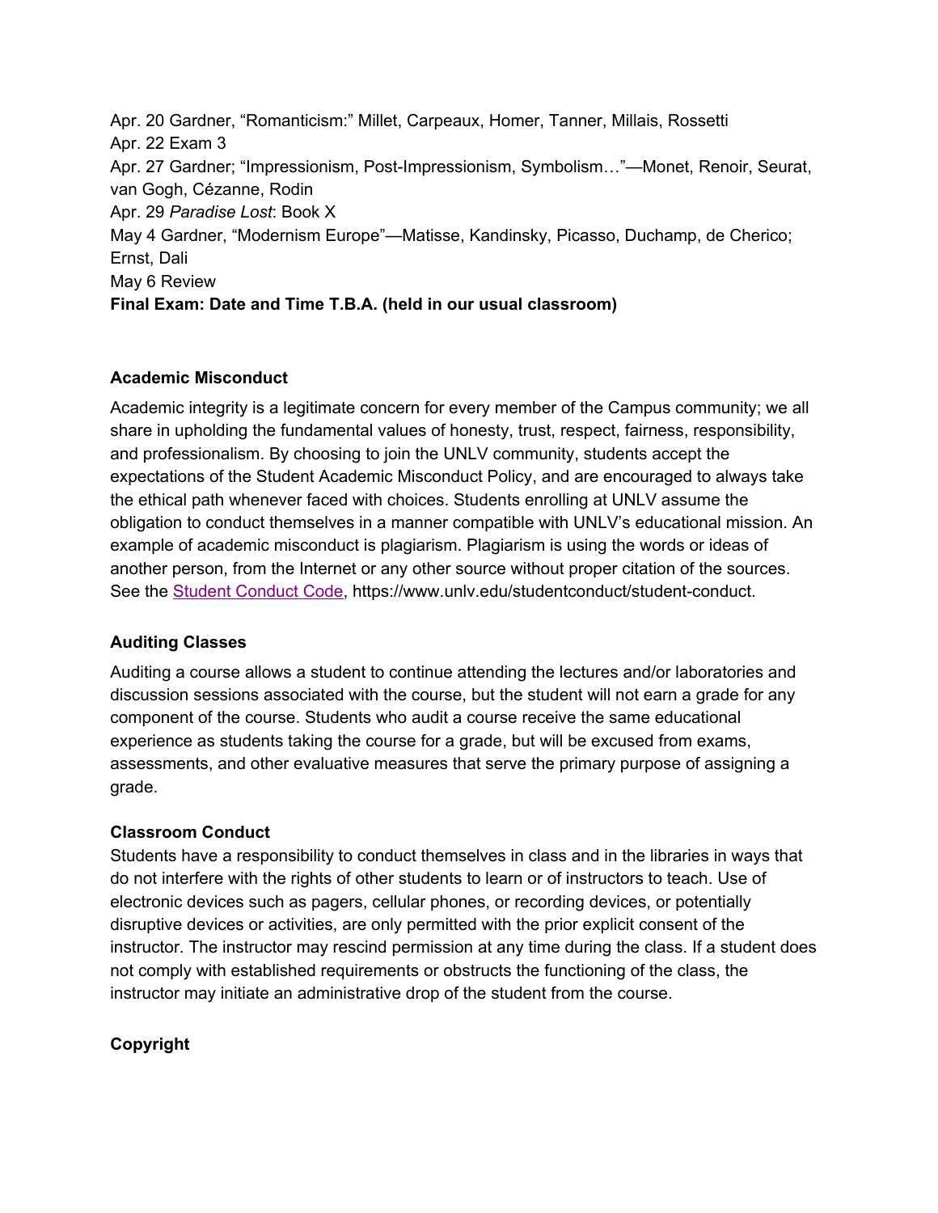Apr. 20 Gardner, “Romanticism:” Millet, Carpeaux, Homer, Tanner, Millais, Rossetti
Apr. 22 Exam 3
Apr. 27 Gardner; “Impressionism, Post-Impressionism, Symbolism…”—Monet, Renoir, Seurat, van Gogh, Cézanne, Rodin
Apr. 29 *Paradise Lost*: Book X
May 4 Gardner, “Modernism Europe”—Matisse, Kandinsky, Picasso, Duchamp, de Cherico; Ernst, Dali
May 6 Review
**Final Exam: Date and Time T.B.A. (held in our usual classroom)**

### Academic Misconduct

Academic integrity is a legitimate concern for every member of the Campus community; we all share in upholding the fundamental values of honesty, trust, respect, fairness, responsibility, and professionalism. By choosing to join the UNLV community, students accept the expectations of the Student Academic Misconduct Policy, and are encouraged to always take the ethical path whenever faced with choices. Students enrolling at UNLV assume the obligation to conduct themselves in a manner compatible with UNLV's educational mission. An example of academic misconduct is plagiarism. Plagiarism is using the words or ideas of another person, from the Internet or any other source without proper citation of the sources. See the [Student Conduct Code](https://www.unlv.edu/studentconduct/student-conduct), https://www.unlv.edu/studentconduct/student-conduct.

### Auditing Classes

Auditing a course allows a student to continue attending the lectures and/or laboratories and discussion sessions associated with the course, but the student will not earn a grade for any component of the course. Students who audit a course receive the same educational experience as students taking the course for a grade, but will be excused from exams, assessments, and other evaluative measures that serve the primary purpose of assigning a grade.

### Classroom Conduct

Students have a responsibility to conduct themselves in class and in the libraries in ways that do not interfere with the rights of other students to learn or of instructors to teach. Use of electronic devices such as pagers, cellular phones, or recording devices, or potentially disruptive devices or activities, are only permitted with the prior explicit consent of the instructor. The instructor may rescind permission at any time during the class. If a student does not comply with established requirements or obstructs the functioning of the class, the instructor may initiate an administrative drop of the student from the course.

### Copyright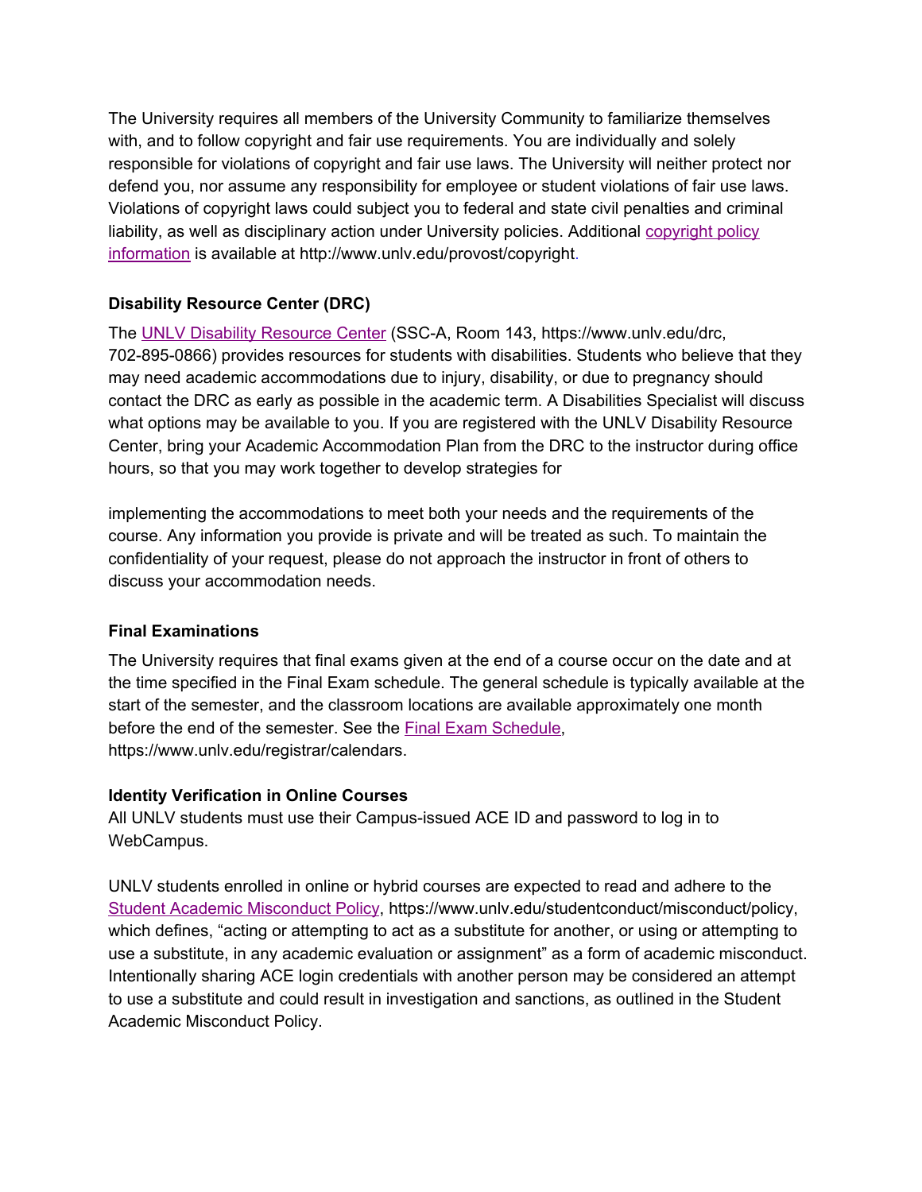The University requires all members of the University Community to familiarize themselves with, and to follow copyright and fair use requirements. You are individually and solely responsible for violations of copyright and fair use laws. The University will neither protect nor defend you, nor assume any responsibility for employee or student violations of fair use laws. Violations of copyright laws could subject you to federal and state civil penalties and criminal liability, as well as disciplinary action under University policies. Additional copyright policy information is available at http://www.unlv.edu/provost/copyright.

**Disability Resource Center (DRC)**

The UNLV Disability Resource Center (SSC-A, Room 143, https://www.unlv.edu/drc, 702-895-0866) provides resources for students with disabilities. Students who believe that they may need academic accommodations due to injury, disability, or due to pregnancy should contact the DRC as early as possible in the academic term. A Disabilities Specialist will discuss what options may be available to you. If you are registered with the UNLV Disability Resource Center, bring your Academic Accommodation Plan from the DRC to the instructor during office hours, so that you may work together to develop strategies for implementing the accommodations to meet both your needs and the requirements of the course. Any information you provide is private and will be treated as such. To maintain the confidentiality of your request, please do not approach the instructor in front of others to discuss your accommodation needs.

**Final Examinations**

The University requires that final exams given at the end of a course occur on the date and at the time specified in the Final Exam schedule. The general schedule is typically available at the start of the semester, and the classroom locations are available approximately one month before the end of the semester. See the Final Exam Schedule, https://www.unlv.edu/registrar/calendars.

**Identity Verification in Online Courses**

All UNLV students must use their Campus-issued ACE ID and password to log in to WebCampus.

UNLV students enrolled in online or hybrid courses are expected to read and adhere to the Student Academic Misconduct Policy, https://www.unlv.edu/studentconduct/misconduct/policy, which defines, "acting or attempting to act as a substitute for another, or using or attempting to use a substitute, in any academic evaluation or assignment" as a form of academic misconduct. Intentionally sharing ACE login credentials with another person may be considered an attempt to use a substitute and could result in investigation and sanctions, as outlined in the Student Academic Misconduct Policy.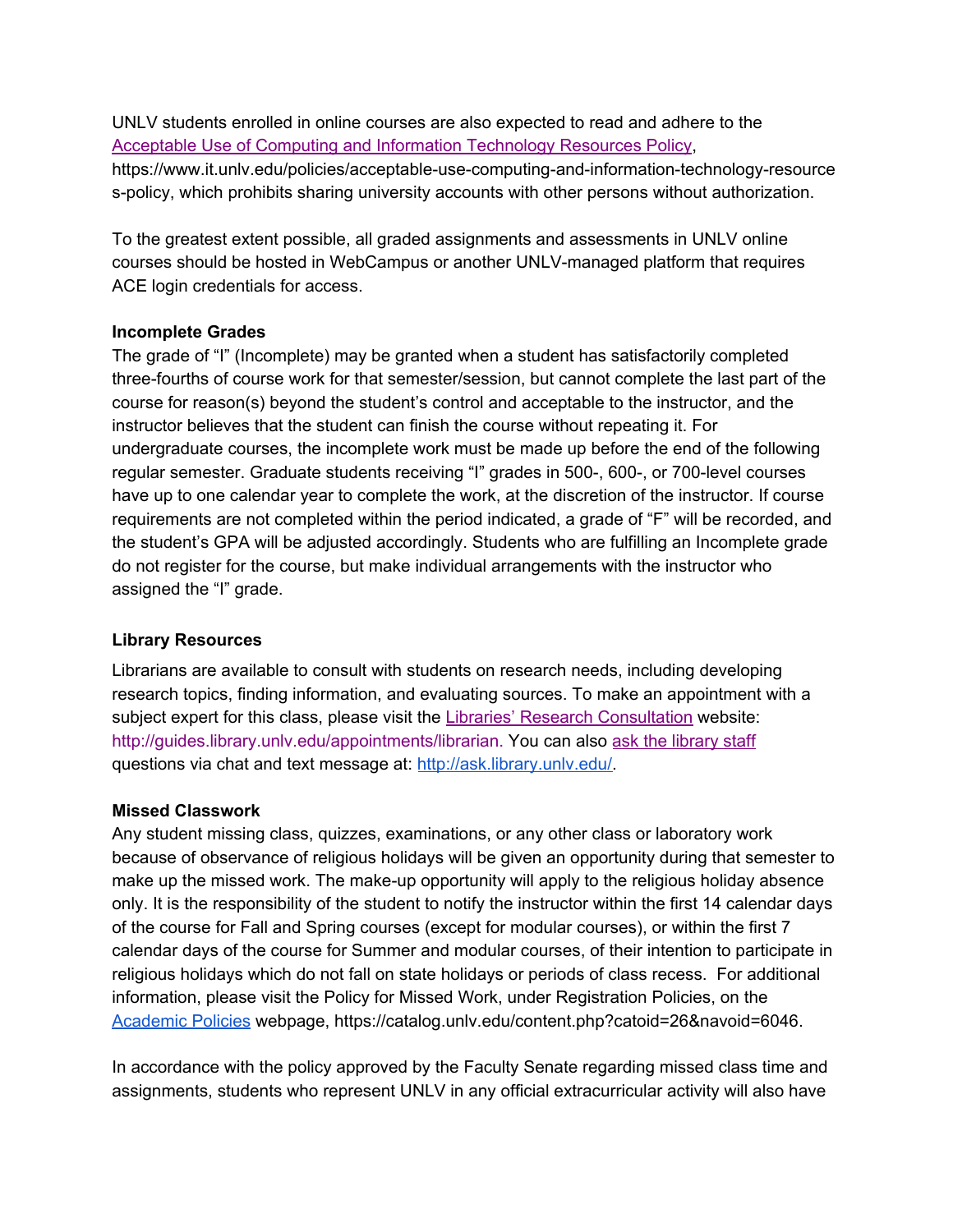UNLV students enrolled in online courses are also expected to read and adhere to the [Acceptable Use of Computing and Information Technology Resources Policy](https://www.it.unlv.edu/policies/acceptable-use-computing-and-information-technology-resources-policy), https://www.it.unlv.edu/policies/acceptable-use-computing-and-information-technology-resources-policy, which prohibits sharing university accounts with other persons without authorization.

To the greatest extent possible, all graded assignments and assessments in UNLV online courses should be hosted in WebCampus or another UNLV-managed platform that requires ACE login credentials for access.

**Incomplete Grades**

The grade of "I" (Incomplete) may be granted when a student has satisfactorily completed three-fourths of course work for that semester/session, but cannot complete the last part of the course for reason(s) beyond the student's control and acceptable to the instructor, and the instructor believes that the student can finish the course without repeating it. For undergraduate courses, the incomplete work must be made up before the end of the following regular semester. Graduate students receiving "I" grades in 500-, 600-, or 700-level courses have up to one calendar year to complete the work, at the discretion of the instructor. If course requirements are not completed within the period indicated, a grade of "F" will be recorded, and the student's GPA will be adjusted accordingly. Students who are fulfilling an Incomplete grade do not register for the course, but make individual arrangements with the instructor who assigned the "I" grade.

**Library Resources**

Librarians are available to consult with students on research needs, including developing research topics, finding information, and evaluating sources. To make an appointment with a subject expert for this class, please visit the [Libraries' Research Consultation](http://guides.library.unlv.edu/appointments/librarian) website: http://guides.library.unlv.edu/appointments/librarian. You can also [ask the library staff](http://ask.library.unlv.edu/) questions via chat and text message at: http://ask.library.unlv.edu/.

**Missed Classwork**

Any student missing class, quizzes, examinations, or any other class or laboratory work because of observance of religious holidays will be given an opportunity during that semester to make up the missed work. The make-up opportunity will apply to the religious holiday absence only. It is the responsibility of the student to notify the instructor within the first 14 calendar days of the course for Fall and Spring courses (except for modular courses), or within the first 7 calendar days of the course for Summer and modular courses, of their intention to participate in religious holidays which do not fall on state holidays or periods of class recess. For additional information, please visit the Policy for Missed Work, under Registration Policies, on the [Academic Policies](https://catalog.unlv.edu/content.php?catoid=26&navoid=6046) webpage, https://catalog.unlv.edu/content.php?catoid=26&navoid=6046.

In accordance with the policy approved by the Faculty Senate regarding missed class time and assignments, students who represent UNLV in any official extracurricular activity will also have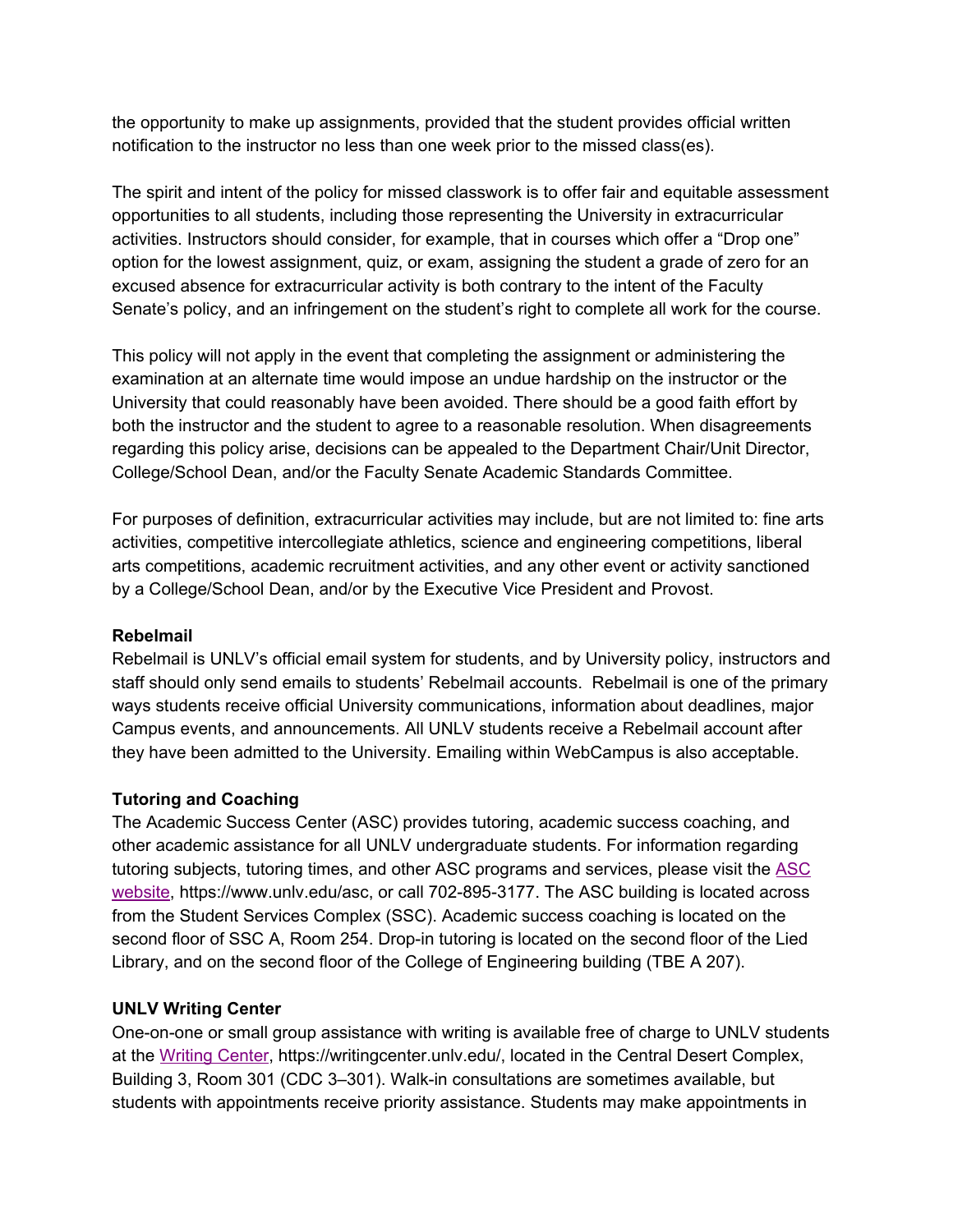the opportunity to make up assignments, provided that the student provides official written notification to the instructor no less than one week prior to the missed class(es).

The spirit and intent of the policy for missed classwork is to offer fair and equitable assessment opportunities to all students, including those representing the University in extracurricular activities. Instructors should consider, for example, that in courses which offer a "Drop one" option for the lowest assignment, quiz, or exam, assigning the student a grade of zero for an excused absence for extracurricular activity is both contrary to the intent of the Faculty Senate's policy, and an infringement on the student's right to complete all work for the course.

This policy will not apply in the event that completing the assignment or administering the examination at an alternate time would impose an undue hardship on the instructor or the University that could reasonably have been avoided. There should be a good faith effort by both the instructor and the student to agree to a reasonable resolution. When disagreements regarding this policy arise, decisions can be appealed to the Department Chair/Unit Director, College/School Dean, and/or the Faculty Senate Academic Standards Committee.

For purposes of definition, extracurricular activities may include, but are not limited to: fine arts activities, competitive intercollegiate athletics, science and engineering competitions, liberal arts competitions, academic recruitment activities, and any other event or activity sanctioned by a College/School Dean, and/or by the Executive Vice President and Provost.

**Rebelmail**

Rebelmail is UNLV's official email system for students, and by University policy, instructors and staff should only send emails to students' Rebelmail accounts. Rebelmail is one of the primary ways students receive official University communications, information about deadlines, major Campus events, and announcements. All UNLV students receive a Rebelmail account after they have been admitted to the University. Emailing within WebCampus is also acceptable.

**Tutoring and Coaching**

The Academic Success Center (ASC) provides tutoring, academic success coaching, and other academic assistance for all UNLV undergraduate students. For information regarding tutoring subjects, tutoring times, and other ASC programs and services, please visit the [ASC website](https://www.unlv.edu/asc), https://www.unlv.edu/asc, or call 702-895-3177. The ASC building is located across from the Student Services Complex (SSC). Academic success coaching is located on the second floor of SSC A, Room 254. Drop-in tutoring is located on the second floor of the Lied Library, and on the second floor of the College of Engineering building (TBE A 207).

**UNLV Writing Center**

One-on-one or small group assistance with writing is available free of charge to UNLV students at the [Writing Center](https://writingcenter.unlv.edu/), https://writingcenter.unlv.edu/, located in the Central Desert Complex, Building 3, Room 301 (CDC 3–301). Walk-in consultations are sometimes available, but students with appointments receive priority assistance. Students may make appointments in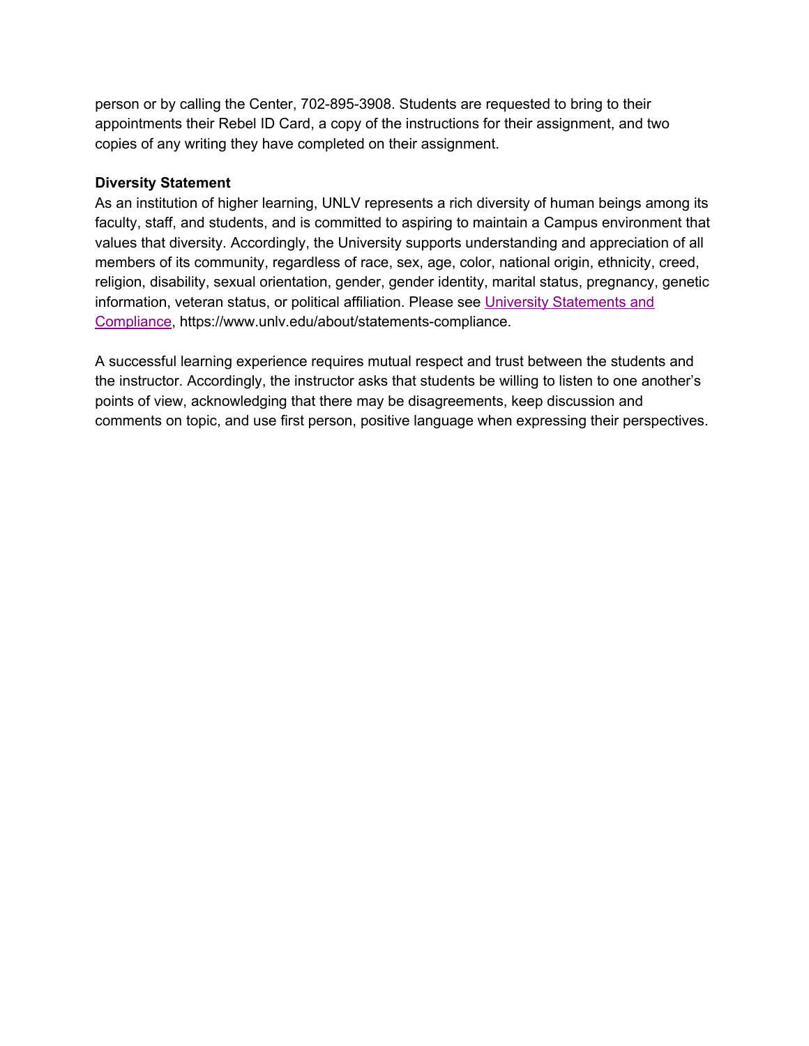person or by calling the Center, 702-895-3908. Students are requested to bring to their appointments their Rebel ID Card, a copy of the instructions for their assignment, and two copies of any writing they have completed on their assignment.

**Diversity Statement**

As an institution of higher learning, UNLV represents a rich diversity of human beings among its faculty, staff, and students, and is committed to aspiring to maintain a Campus environment that values that diversity. Accordingly, the University supports understanding and appreciation of all members of its community, regardless of race, sex, age, color, national origin, ethnicity, creed, religion, disability, sexual orientation, gender, gender identity, marital status, pregnancy, genetic information, veteran status, or political affiliation. Please see [University Statements and Compliance](https://www.unlv.edu/about/statements-compliance), https://www.unlv.edu/about/statements-compliance.

A successful learning experience requires mutual respect and trust between the students and the instructor. Accordingly, the instructor asks that students be willing to listen to one another's points of view, acknowledging that there may be disagreements, keep discussion and comments on topic, and use first person, positive language when expressing their perspectives.